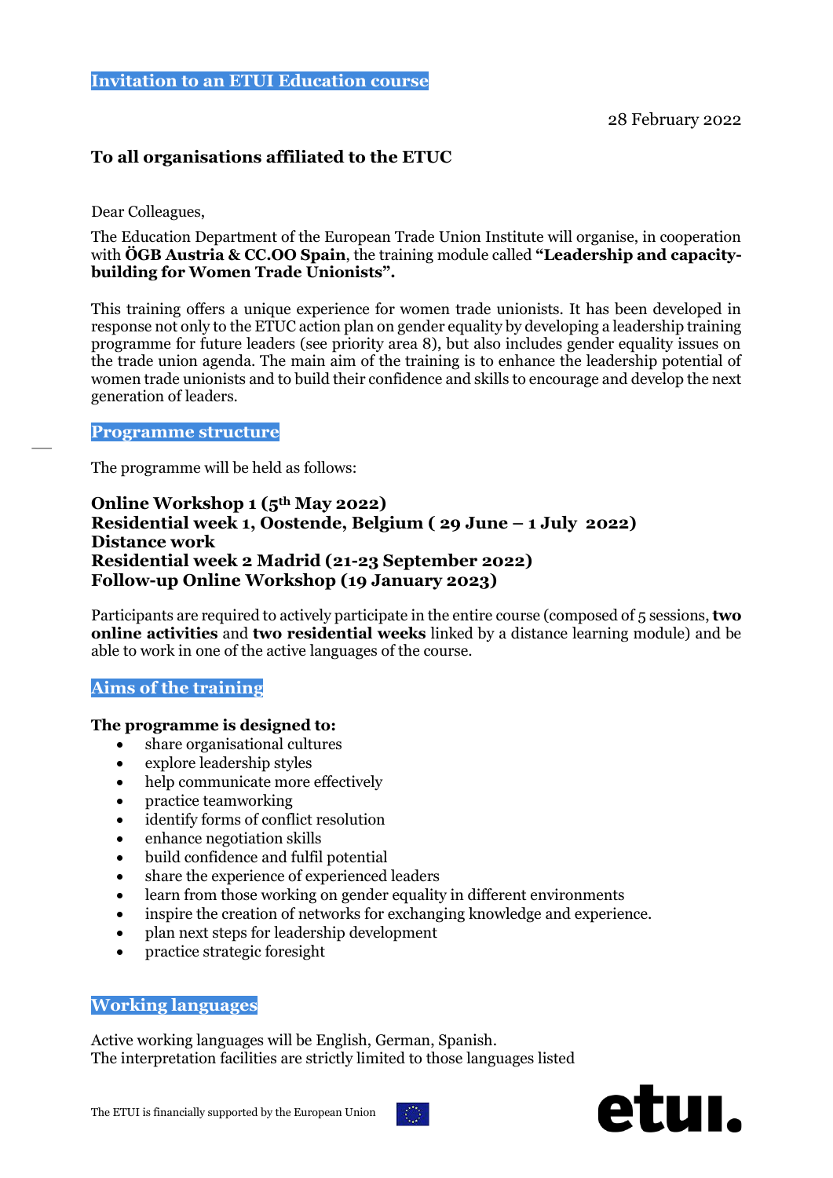## Invitation to an ETUI Education course

28 February 2022

**To all organisations affiliated to the ETUC**

Dear Colleagues,

The Education Department of the European Trade Union Institute will organise, in cooperation with **ÖGB Austria & CC.OO Spain**, the training module called **"Leadership and capacity-building for Women Trade Unionists".**

This training offers a unique experience for women trade unionists. It has been developed in response not only to the ETUC action plan on gender equality by developing a leadership training programme for future leaders (see priority area 8), but also includes gender equality issues on the trade union agenda. The main aim of the training is to enhance the leadership potential of women trade unionists and to build their confidence and skills to encourage and develop the next generation of leaders.

## Programme structure

The programme will be held as follows:

**Online Workshop 1 (5th May 2022)**
**Residential week 1, Oostende, Belgium ( 29 June – 1 July 2022)**
**Distance work**
**Residential week 2 Madrid (21-23 September 2022)**
**Follow-up Online Workshop (19 January 2023)**

Participants are required to actively participate in the entire course (composed of 5 sessions, **two online activities** and **two residential weeks** linked by a distance learning module) and be able to work in one of the active languages of the course.

## Aims of the training

**The programme is designed to:**

- share organisational cultures
- explore leadership styles
- help communicate more effectively
- practice teamworking
- identify forms of conflict resolution
- enhance negotiation skills
- build confidence and fulfil potential
- share the experience of experienced leaders
- learn from those working on gender equality in different environments
- inspire the creation of networks for exchanging knowledge and experience.
- plan next steps for leadership development
- practice strategic foresight

## Working languages

Active working languages will be English, German, Spanish.
The interpretation facilities are strictly limited to those languages listed

The ETUI is financially supported by the European Union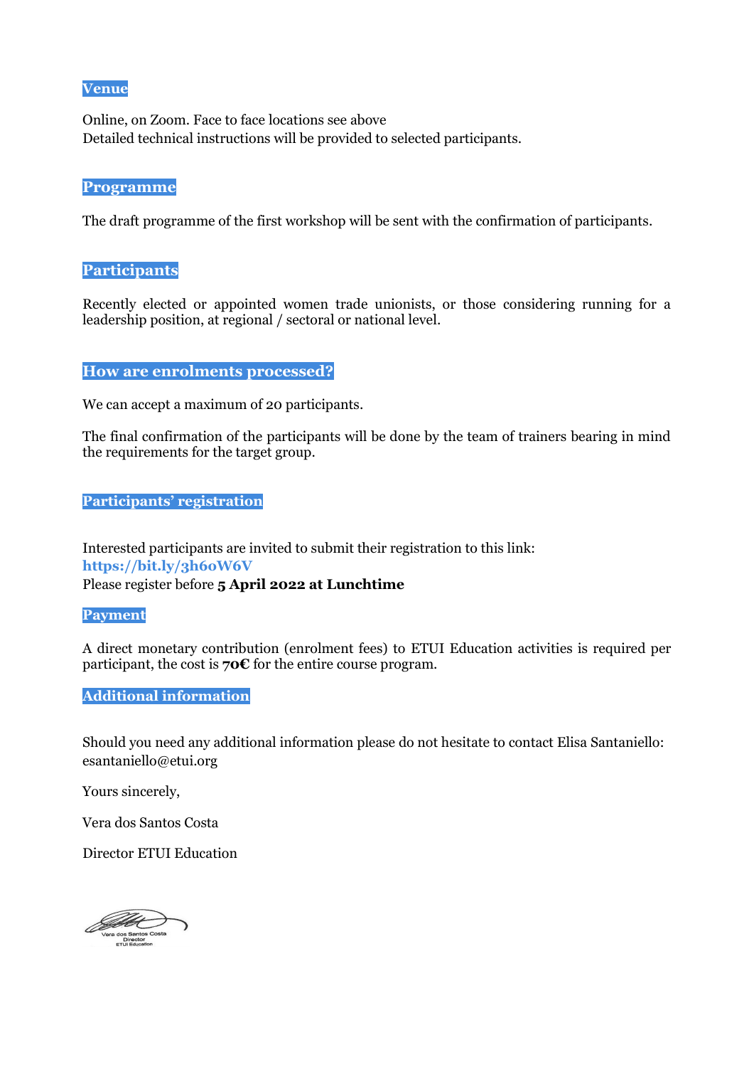## Venue

Online, on Zoom. Face to face locations see above
Detailed technical instructions will be provided to selected participants.

## Programme

The draft programme of the first workshop will be sent with the confirmation of participants.

## Participants

Recently elected or appointed women trade unionists, or those considering running for a leadership position, at regional / sectoral or national level.

## How are enrolments processed?

We can accept a maximum of 20 participants.

The final confirmation of the participants will be done by the team of trainers bearing in mind the requirements for the target group.

## Participants' registration

Interested participants are invited to submit their registration to this link:
**https://bit.ly/3h6oW6V**
Please register before **5 April 2022 at Lunchtime**

## Payment

A direct monetary contribution (enrolment fees) to ETUI Education activities is required per participant, the cost is **70€** for the entire course program.

## Additional information

Should you need any additional information please do not hesitate to contact Elisa Santaniello: esantaniello@etui.org

Yours sincerely,

Vera dos Santos Costa

Director ETUI Education

Vera dos Santos Costa
Director
ETUI Education